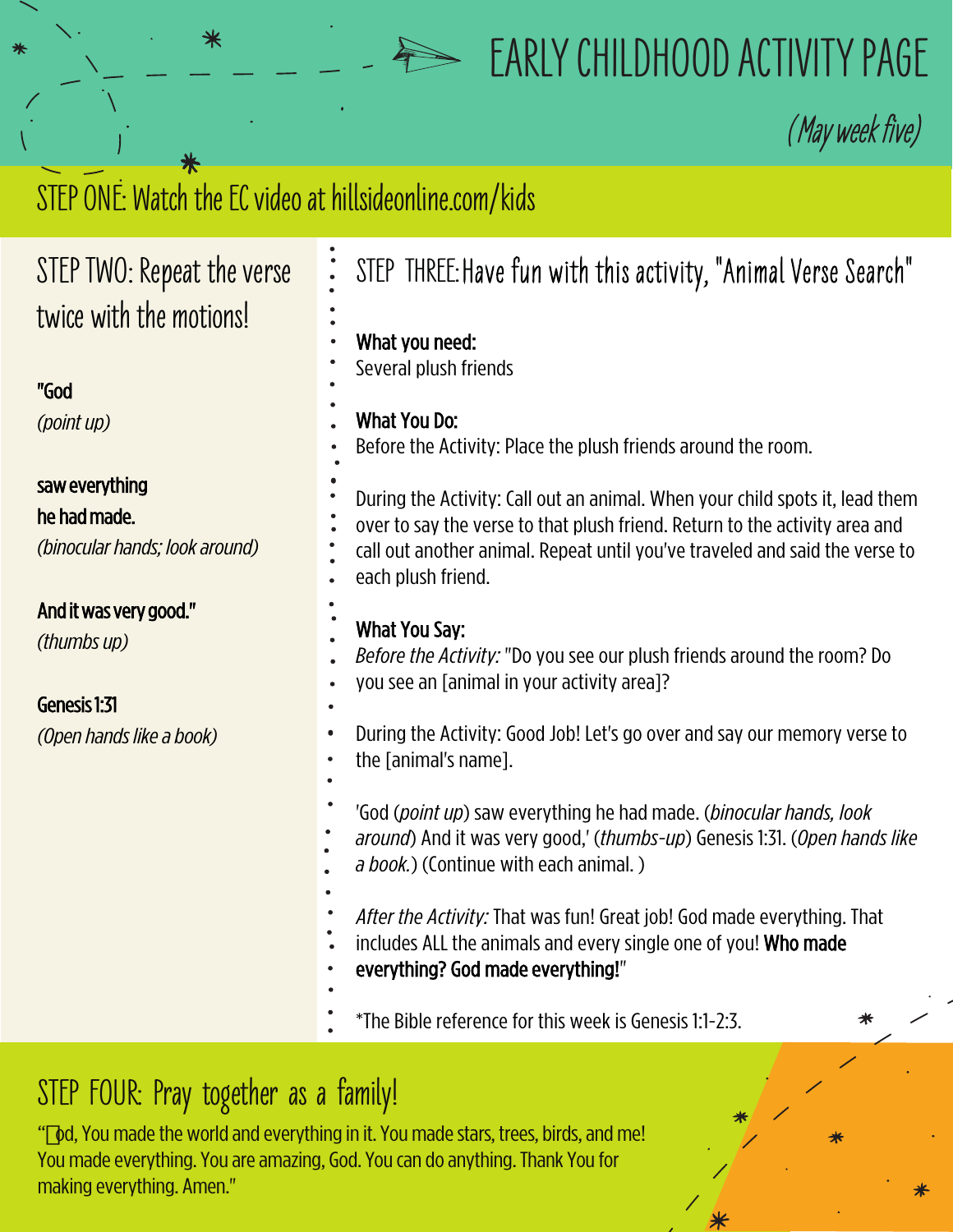# EARLY CHILDHOOD ACTIVITY PAGE

*(May week five)*

## STEP ONE: Watch the EC video at hillsideonline.com/kids

## STEP TWO: Repeat the verse twice with the motions!

**"God**
*(point up)*

**saw everything he had made.**
*(binocular hands; look around)*

**And it was very good."**
*(thumbs up)*

**Genesis 1:31**
*(Open hands like a book)*

## STEP THREE: Have fun with this activity, "Animal Verse Search"

**What you need:**
Several plush friends

**What You Do:**
Before the Activity: Place the plush friends around the room.

During the Activity: Call out an animal. When your child spots it, lead them over to say the verse to that plush friend. Return to the activity area and call out another animal. Repeat until you've traveled and said the verse to each plush friend.

**What You Say:**
*Before the Activity:* "Do you see our plush friends around the room? Do you see an [animal in your activity area]?

During the Activity: Good Job! Let's go over and say our memory verse to the [animal's name].

'God (*point up*) saw everything he had made. (*binocular hands, look around*) And it was very good,' (*thumbs-up*) Genesis 1:31. (*Open hands like a book.*) (Continue with each animal. )

*After the Activity:* That was fun! Great job! God made everything. That includes ALL the animals and every single one of you! **Who made everything? God made everything!**"

*The Bible reference for this week is Genesis 1:1-2:3.

## STEP FOUR: Pray together as a family!

"God, You made the world and everything in it. You made stars, trees, birds, and me! You made everything. You are amazing, God. You can do anything. Thank You for making everything. Amen."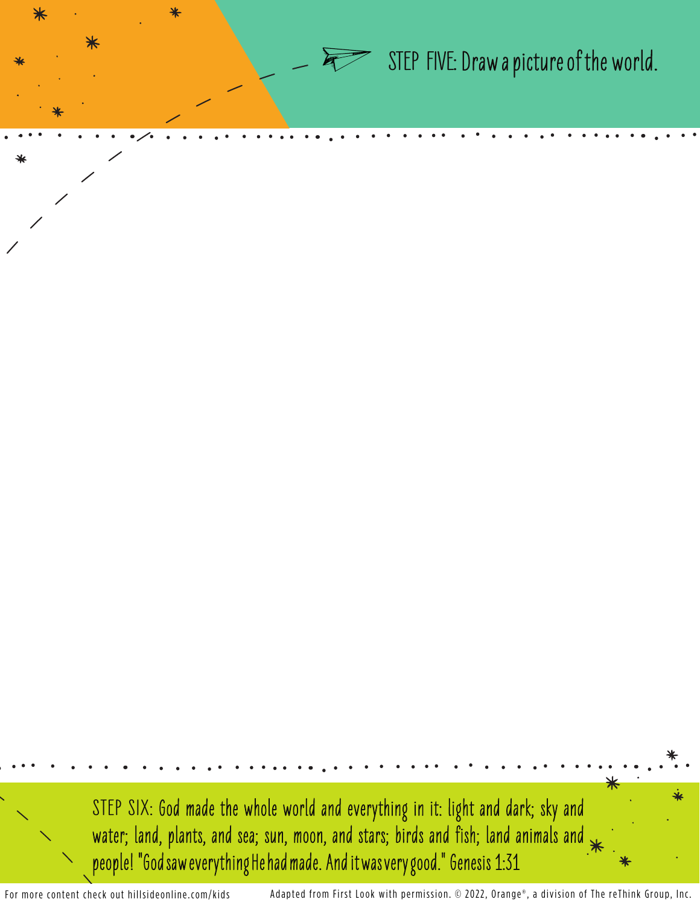STEP FIVE: Draw a picture of the world.

STEP SIX: God made the whole world and everything in it: light and dark; sky and water; land, plants, and sea; sun, moon, and stars; birds and fish; land animals and people! "God saw everything He had made. And it was very good." Genesis 1:31

For more content check out hillsideonline.com/kids

Adapted from First Look with permission. © 2022, Orange®, a division of The reThink Group, Inc.